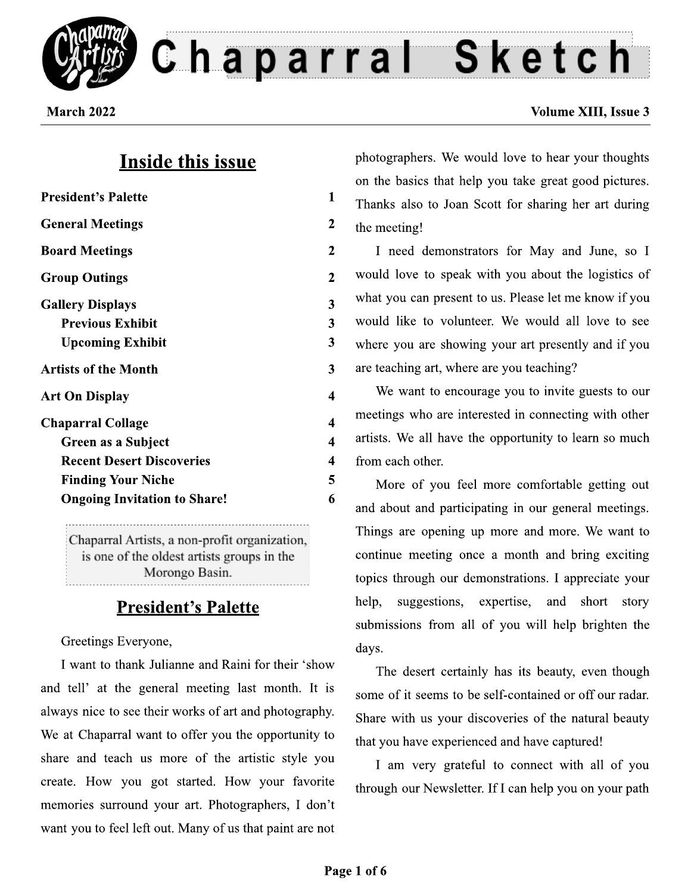# Chaparral Sketch

**March 2022**

## Inside this issue

| | |
|---|---|
| **President's Palette** | 1 |
| **General Meetings** | 2 |
| **Board Meetings** | 2 |
| **Group Outings** | 2 |
| **Gallery Displays** | 3 |
| **Previous Exhibit** | 3 |
| **Upcoming Exhibit** | 3 |
| **Artists of the Month** | 3 |
| **Art On Display** | 4 |
| **Chaparral Collage** | 4 |
| **Green as a Subject** | 4 |
| **Recent Desert Discoveries** | 4 |
| **Finding Your Niche** | 5 |
| **Ongoing Invitation to Share!** | 6 |

Chaparral Artists, a non-profit organization, is one of the oldest artists groups in the Morongo Basin.

## President's Palette

Greetings Everyone,

I want to thank Julianne and Raini for their 'show and tell' at the general meeting last month. It is always nice to see their works of art and photography. We at Chaparral want to offer you the opportunity to share and teach us more of the artistic style you create. How you got started. How your favorite memories surround your art. Photographers, I don't want you to feel left out. Many of us that paint are not photographers. We would love to hear your thoughts on the basics that help you take great good pictures. Thanks also to Joan Scott for sharing her art during the meeting!

I need demonstrators for May and June, so I would love to speak with you about the logistics of what you can present to us. Please let me know if you would like to volunteer. We would all love to see where you are showing your art presently and if you are teaching art, where are you teaching?

We want to encourage you to invite guests to our meetings who are interested in connecting with other artists. We all have the opportunity to learn so much from each other.

More of you feel more comfortable getting out and about and participating in our general meetings. Things are opening up more and more. We want to continue meeting once a month and bring exciting topics through our demonstrations. I appreciate your help, suggestions, expertise, and short story submissions from all of you will help brighten the days.

The desert certainly has its beauty, even though some of it seems to be self-contained or off our radar. Share with us your discoveries of the natural beauty that you have experienced and have captured!

I am very grateful to connect with all of you through our Newsletter. If I can help you on your path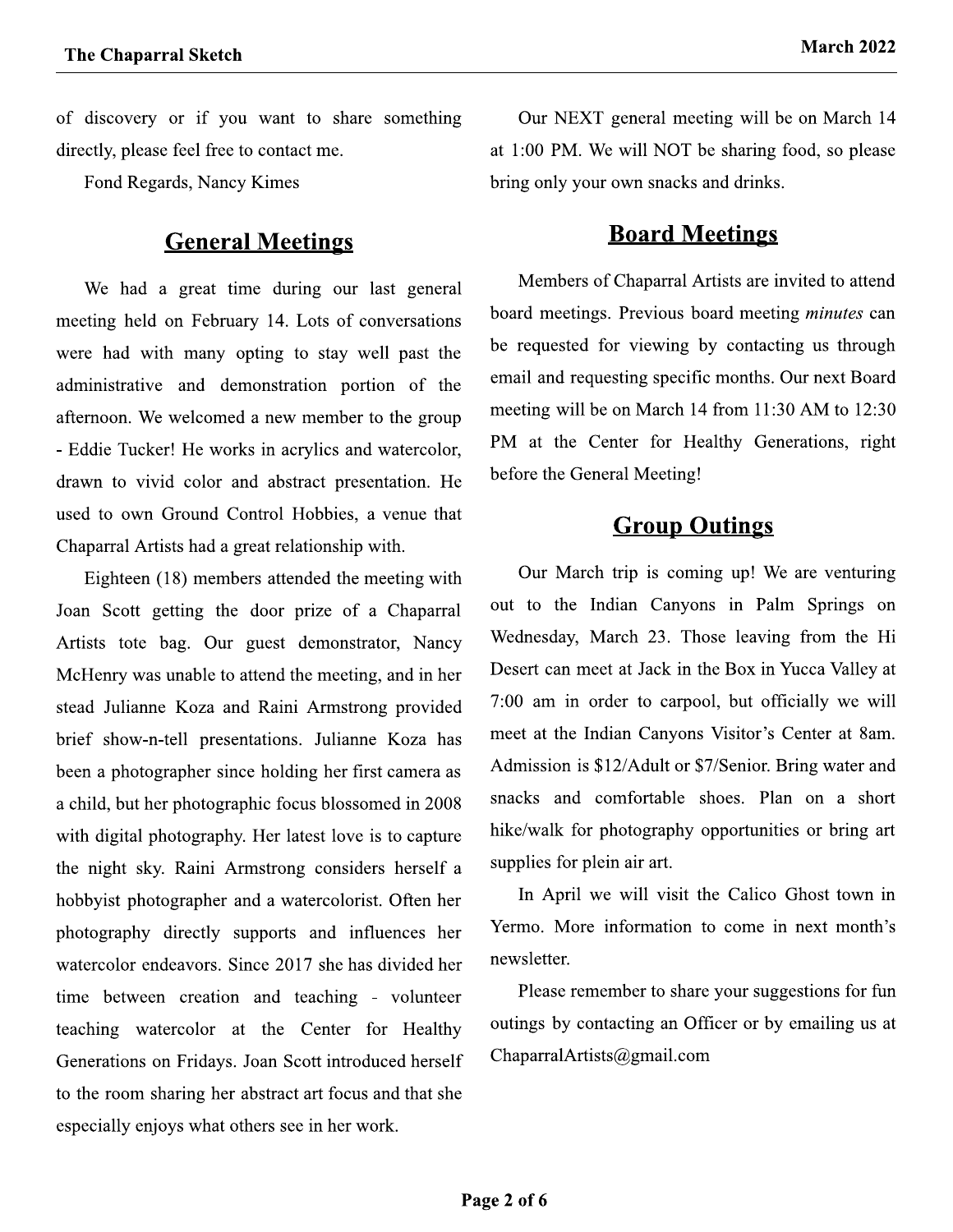of discovery or if you want to share something directly, please feel free to contact me.

Fond Regards, Nancy Kimes

## General Meetings

We had a great time during our last general meeting held on February 14. Lots of conversations were had with many opting to stay well past the administrative and demonstration portion of the afternoon. We welcomed a new member to the group - Eddie Tucker! He works in acrylics and watercolor, drawn to vivid color and abstract presentation. He used to own Ground Control Hobbies, a venue that Chaparral Artists had a great relationship with.

Eighteen (18) members attended the meeting with Joan Scott getting the door prize of a Chaparral Artists tote bag. Our guest demonstrator, Nancy McHenry was unable to attend the meeting, and in her stead Julianne Koza and Raini Armstrong provided brief show-n-tell presentations. Julianne Koza has been a photographer since holding her first camera as a child, but her photographic focus blossomed in 2008 with digital photography. Her latest love is to capture the night sky. Raini Armstrong considers herself a hobbyist photographer and a watercolorist. Often her photography directly supports and influences her watercolor endeavors. Since 2017 she has divided her time between creation and teaching - volunteer teaching watercolor at the Center for Healthy Generations on Fridays. Joan Scott introduced herself to the room sharing her abstract art focus and that she especially enjoys what others see in her work.

Our NEXT general meeting will be on March 14 at 1:00 PM. We will NOT be sharing food, so please bring only your own snacks and drinks.

## Board Meetings

Members of Chaparral Artists are invited to attend board meetings. Previous board meeting *minutes* can be requested for viewing by contacting us through email and requesting specific months. Our next Board meeting will be on March 14 from 11:30 AM to 12:30 PM at the Center for Healthy Generations, right before the General Meeting!

## Group Outings

Our March trip is coming up! We are venturing out to the Indian Canyons in Palm Springs on Wednesday, March 23. Those leaving from the Hi Desert can meet at Jack in the Box in Yucca Valley at 7:00 am in order to carpool, but officially we will meet at the Indian Canyons Visitor's Center at 8am. Admission is $12/Adult or $7/Senior. Bring water and snacks and comfortable shoes. Plan on a short hike/walk for photography opportunities or bring art supplies for plein air art.

In April we will visit the Calico Ghost town in Yermo. More information to come in next month's newsletter.

Please remember to share your suggestions for fun outings by contacting an Officer or by emailing us at ChaparralArtists@gmail.com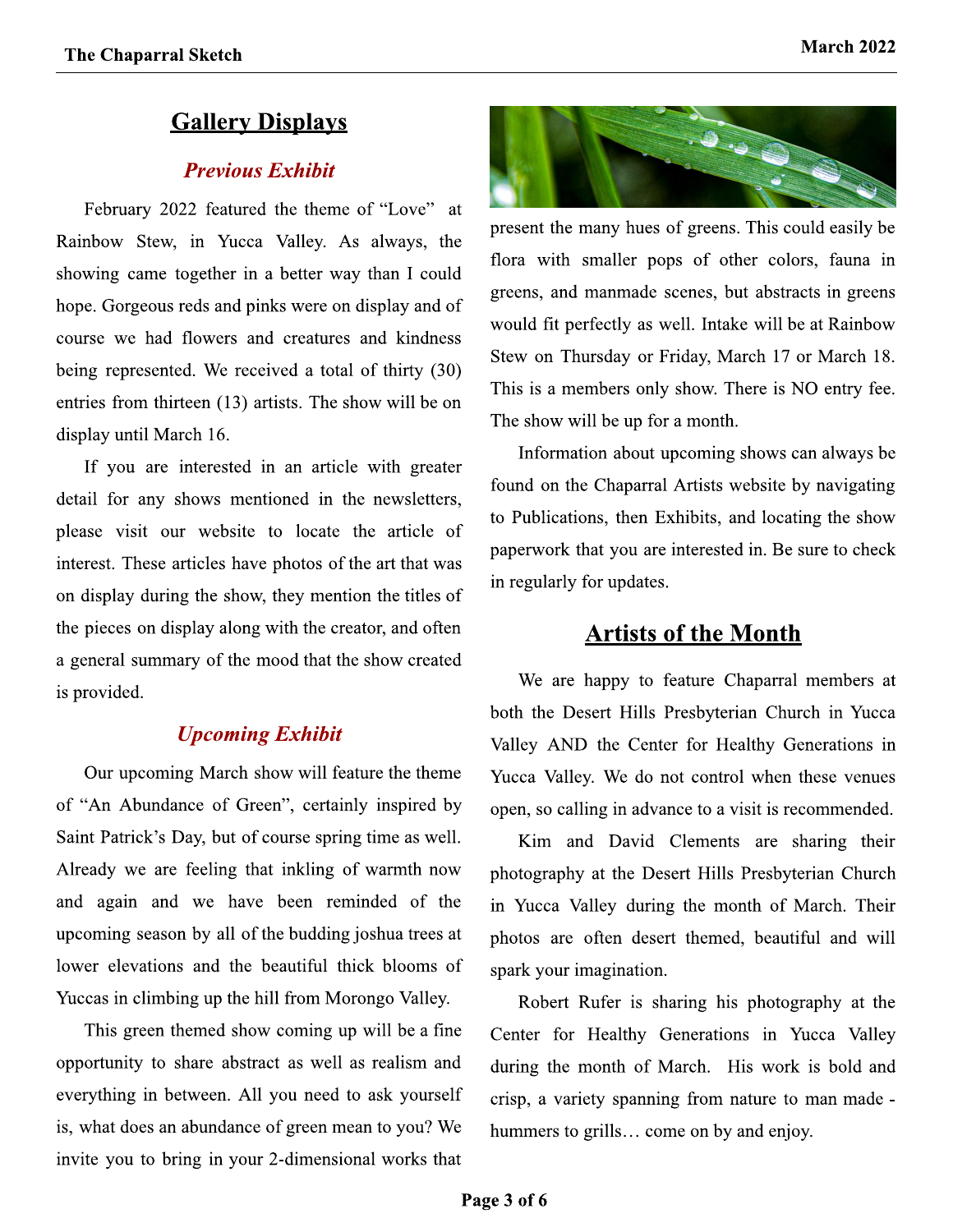## Gallery Displays

### *Previous Exhibit*

February 2022 featured the theme of "Love" at Rainbow Stew, in Yucca Valley. As always, the showing came together in a better way than I could hope. Gorgeous reds and pinks were on display and of course we had flowers and creatures and kindness being represented. We received a total of thirty (30) entries from thirteen (13) artists. The show will be on display until March 16.

If you are interested in an article with greater detail for any shows mentioned in the newsletters, please visit our website to locate the article of interest. These articles have photos of the art that was on display during the show, they mention the titles of the pieces on display along with the creator, and often a general summary of the mood that the show created is provided.

### *Upcoming Exhibit*

Our upcoming March show will feature the theme of "An Abundance of Green", certainly inspired by Saint Patrick's Day, but of course spring time as well. Already we are feeling that inkling of warmth now and again and we have been reminded of the upcoming season by all of the budding joshua trees at lower elevations and the beautiful thick blooms of Yuccas in climbing up the hill from Morongo Valley.

This green themed show coming up will be a fine opportunity to share abstract as well as realism and everything in between. All you need to ask yourself is, what does an abundance of green mean to you? We invite you to bring in your 2-dimensional works that present the many hues of greens. This could easily be flora with smaller pops of other colors, fauna in greens, and manmade scenes, but abstracts in greens would fit perfectly as well. Intake will be at Rainbow Stew on Thursday or Friday, March 17 or March 18. This is a members only show. There is NO entry fee. The show will be up for a month.

Information about upcoming shows can always be found on the Chaparral Artists website by navigating to Publications, then Exhibits, and locating the show paperwork that you are interested in. Be sure to check in regularly for updates.

## Artists of the Month

We are happy to feature Chaparral members at both the Desert Hills Presbyterian Church in Yucca Valley AND the Center for Healthy Generations in Yucca Valley. We do not control when these venues open, so calling in advance to a visit is recommended.

Kim and David Clements are sharing their photography at the Desert Hills Presbyterian Church in Yucca Valley during the month of March. Their photos are often desert themed, beautiful and will spark your imagination.

Robert Rufer is sharing his photography at the Center for Healthy Generations in Yucca Valley during the month of March. His work is bold and crisp, a variety spanning from nature to man made - hummers to grills… come on by and enjoy.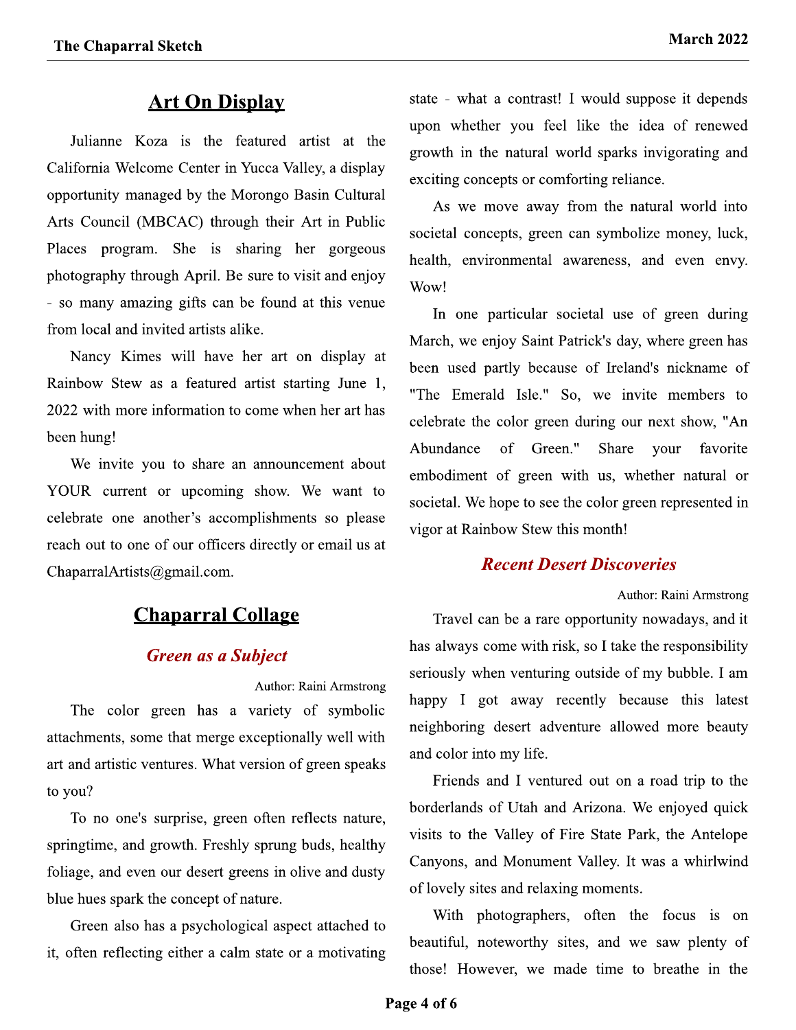## Art On Display

Julianne Koza is the featured artist at the California Welcome Center in Yucca Valley, a display opportunity managed by the Morongo Basin Cultural Arts Council (MBCAC) through their Art in Public Places program. She is sharing her gorgeous photography through April. Be sure to visit and enjoy - so many amazing gifts can be found at this venue from local and invited artists alike.

Nancy Kimes will have her art on display at Rainbow Stew as a featured artist starting June 1, 2022 with more information to come when her art has been hung!

We invite you to share an announcement about YOUR current or upcoming show. We want to celebrate one another's accomplishments so please reach out to one of our officers directly or email us at ChaparralArtists@gmail.com.

## Chaparral Collage

### *Green as a Subject*

Author: Raini Armstrong

The color green has a variety of symbolic attachments, some that merge exceptionally well with art and artistic ventures. What version of green speaks to you?

To no one's surprise, green often reflects nature, springtime, and growth. Freshly sprung buds, healthy foliage, and even our desert greens in olive and dusty blue hues spark the concept of nature.

Green also has a psychological aspect attached to it, often reflecting either a calm state or a motivating state - what a contrast! I would suppose it depends upon whether you feel like the idea of renewed growth in the natural world sparks invigorating and exciting concepts or comforting reliance.

As we move away from the natural world into societal concepts, green can symbolize money, luck, health, environmental awareness, and even envy. Wow!

In one particular societal use of green during March, we enjoy Saint Patrick's day, where green has been used partly because of Ireland's nickname of "The Emerald Isle." So, we invite members to celebrate the color green during our next show, "An Abundance of Green." Share your favorite embodiment of green with us, whether natural or societal. We hope to see the color green represented in vigor at Rainbow Stew this month!

### *Recent Desert Discoveries*

Author: Raini Armstrong

Travel can be a rare opportunity nowadays, and it has always come with risk, so I take the responsibility seriously when venturing outside of my bubble. I am happy I got away recently because this latest neighboring desert adventure allowed more beauty and color into my life.

Friends and I ventured out on a road trip to the borderlands of Utah and Arizona. We enjoyed quick visits to the Valley of Fire State Park, the Antelope Canyons, and Monument Valley. It was a whirlwind of lovely sites and relaxing moments.

With photographers, often the focus is on beautiful, noteworthy sites, and we saw plenty of those! However, we made time to breathe in the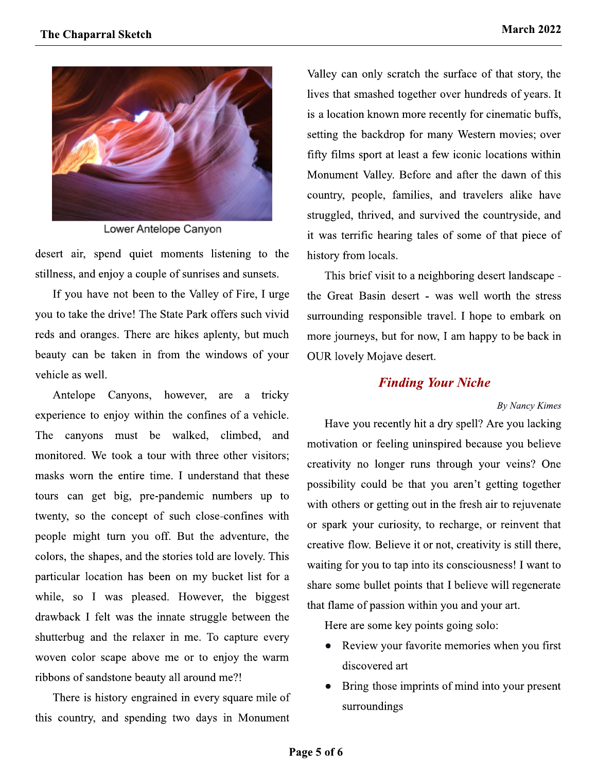Lower Antelope Canyon

desert air, spend quiet moments listening to the stillness, and enjoy a couple of sunrises and sunsets.

If you have not been to the Valley of Fire, I urge you to take the drive! The State Park offers such vivid reds and oranges. There are hikes aplenty, but much beauty can be taken in from the windows of your vehicle as well.

Antelope Canyons, however, are a tricky experience to enjoy within the confines of a vehicle. The canyons must be walked, climbed, and monitored. We took a tour with three other visitors; masks worn the entire time. I understand that these tours can get big, pre-pandemic numbers up to twenty, so the concept of such close-confines with people might turn you off. But the adventure, the colors, the shapes, and the stories told are lovely. This particular location has been on my bucket list for a while, so I was pleased. However, the biggest drawback I felt was the innate struggle between the shutterbug and the relaxer in me. To capture every woven color scape above me or to enjoy the warm ribbons of sandstone beauty all around me?!

There is history engrained in every square mile of this country, and spending two days in Monument Valley can only scratch the surface of that story, the lives that smashed together over hundreds of years. It is a location known more recently for cinematic buffs, setting the backdrop for many Western movies; over fifty films sport at least a few iconic locations within Monument Valley. Before and after the dawn of this country, people, families, and travelers alike have struggled, thrived, and survived the countryside, and it was terrific hearing tales of some of that piece of history from locals.

This brief visit to a neighboring desert landscape - the Great Basin desert - was well worth the stress surrounding responsible travel. I hope to embark on more journeys, but for now, I am happy to be back in OUR lovely Mojave desert.

## *Finding Your Niche*

*By Nancy Kimes*

Have you recently hit a dry spell? Are you lacking motivation or feeling uninspired because you believe creativity no longer runs through your veins? One possibility could be that you aren't getting together with others or getting out in the fresh air to rejuvenate or spark your curiosity, to recharge, or reinvent that creative flow. Believe it or not, creativity is still there, waiting for you to tap into its consciousness! I want to share some bullet points that I believe will regenerate that flame of passion within you and your art.

Here are some key points going solo:

- Review your favorite memories when you first discovered art
- Bring those imprints of mind into your present surroundings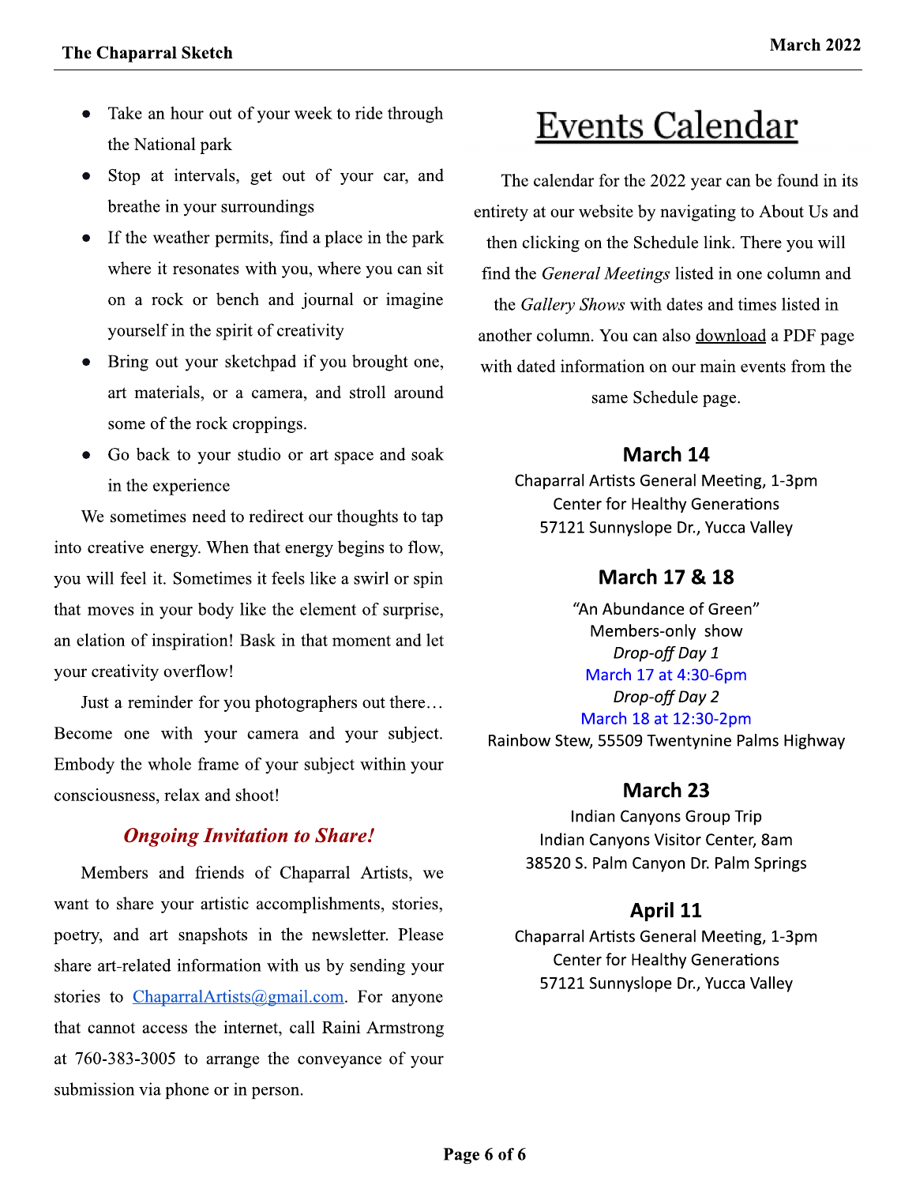- Take an hour out of your week to ride through the National park
- Stop at intervals, get out of your car, and breathe in your surroundings
- If the weather permits, find a place in the park where it resonates with you, where you can sit on a rock or bench and journal or imagine yourself in the spirit of creativity
- Bring out your sketchpad if you brought one, art materials, or a camera, and stroll around some of the rock croppings.
- Go back to your studio or art space and soak in the experience

We sometimes need to redirect our thoughts to tap into creative energy. When that energy begins to flow, you will feel it. Sometimes it feels like a swirl or spin that moves in your body like the element of surprise, an elation of inspiration! Bask in that moment and let your creativity overflow!

Just a reminder for you photographers out there… Become one with your camera and your subject. Embody the whole frame of your subject within your consciousness, relax and shoot!

### *Ongoing Invitation to Share!*

Members and friends of Chaparral Artists, we want to share your artistic accomplishments, stories, poetry, and art snapshots in the newsletter. Please share art-related information with us by sending your stories to ChaparralArtists@gmail.com. For anyone that cannot access the internet, call Raini Armstrong at 760-383-3005 to arrange the conveyance of your submission via phone or in person.

# Events Calendar

The calendar for the 2022 year can be found in its entirety at our website by navigating to About Us and then clicking on the Schedule link. There you will find the *General Meetings* listed in one column and the *Gallery Shows* with dates and times listed in another column. You can also download a PDF page with dated information on our main events from the same Schedule page.

### March 14

Chaparral Artists General Meeting, 1-3pm
Center for Healthy Generations
57121 Sunnyslope Dr., Yucca Valley

### March 17 & 18

"An Abundance of Green"
Members-only show
*Drop-off Day 1*
March 17 at 4:30-6pm
*Drop-off Day 2*
March 18 at 12:30-2pm
Rainbow Stew, 55509 Twentynine Palms Highway

### March 23

Indian Canyons Group Trip
Indian Canyons Visitor Center, 8am
38520 S. Palm Canyon Dr. Palm Springs

### April 11

Chaparral Artists General Meeting, 1-3pm
Center for Healthy Generations
57121 Sunnyslope Dr., Yucca Valley